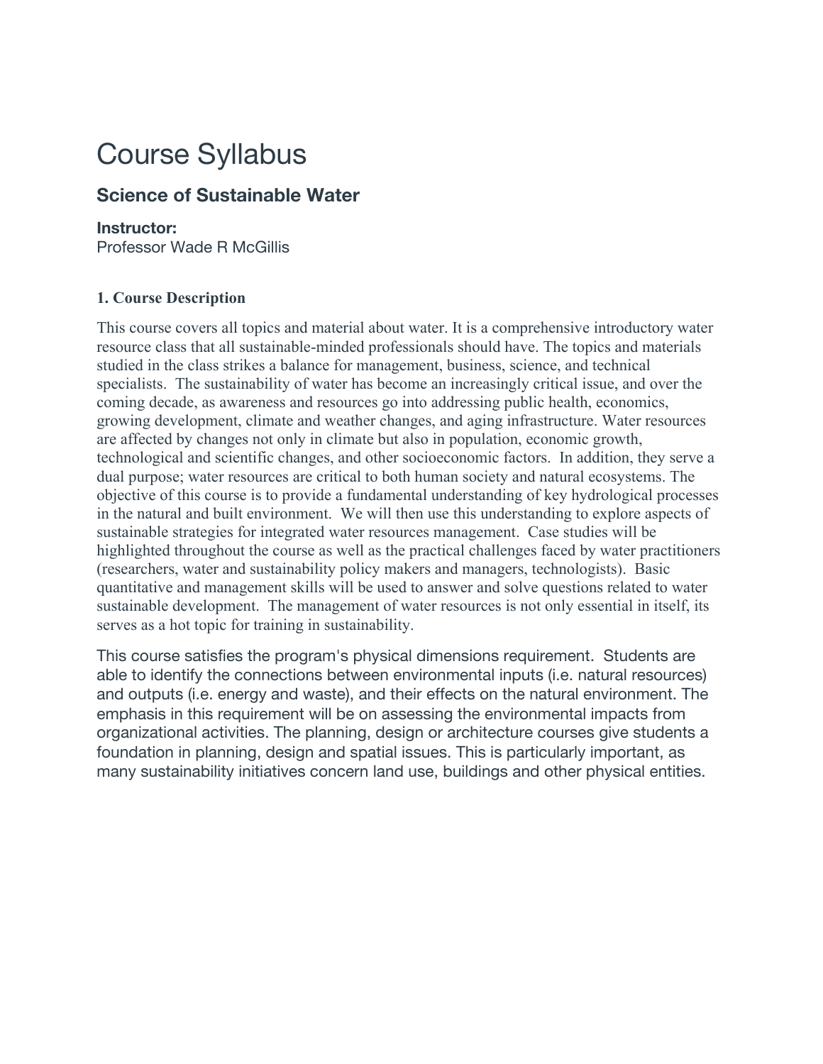# Course Syllabus

## Science of Sustainable Water

**Instructor:**
Professor Wade R McGillis

### 1. Course Description

This course covers all topics and material about water. It is a comprehensive introductory water resource class that all sustainable-minded professionals should have. The topics and materials studied in the class strikes a balance for management, business, science, and technical specialists. The sustainability of water has become an increasingly critical issue, and over the coming decade, as awareness and resources go into addressing public health, economics, growing development, climate and weather changes, and aging infrastructure. Water resources are affected by changes not only in climate but also in population, economic growth, technological and scientific changes, and other socioeconomic factors. In addition, they serve a dual purpose; water resources are critical to both human society and natural ecosystems. The objective of this course is to provide a fundamental understanding of key hydrological processes in the natural and built environment. We will then use this understanding to explore aspects of sustainable strategies for integrated water resources management. Case studies will be highlighted throughout the course as well as the practical challenges faced by water practitioners (researchers, water and sustainability policy makers and managers, technologists). Basic quantitative and management skills will be used to answer and solve questions related to water sustainable development. The management of water resources is not only essential in itself, its serves as a hot topic for training in sustainability.

This course satisfies the program's physical dimensions requirement. Students are able to identify the connections between environmental inputs (i.e. natural resources) and outputs (i.e. energy and waste), and their effects on the natural environment. The emphasis in this requirement will be on assessing the environmental impacts from organizational activities. The planning, design or architecture courses give students a foundation in planning, design and spatial issues. This is particularly important, as many sustainability initiatives concern land use, buildings and other physical entities.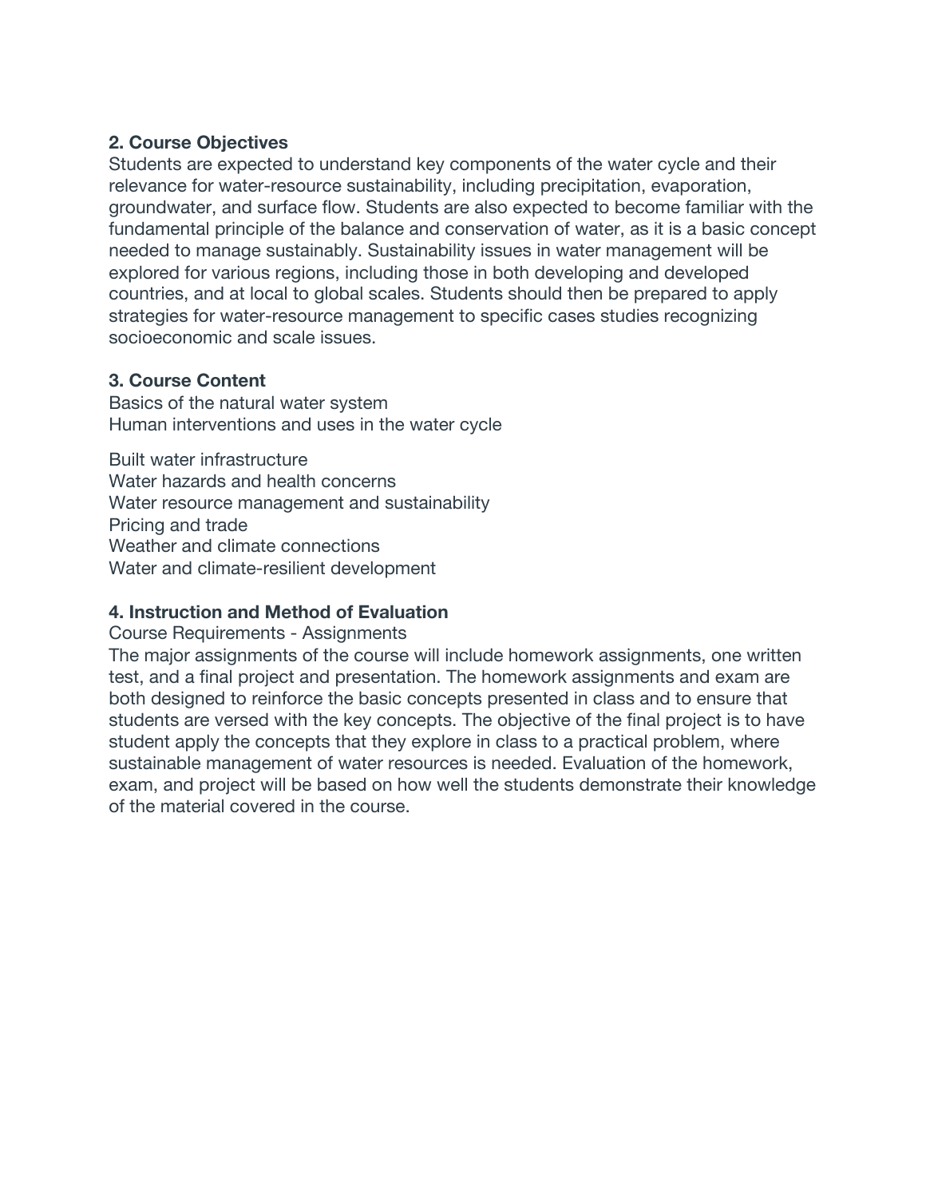## 2. Course Objectives

Students are expected to understand key components of the water cycle and their relevance for water-resource sustainability, including precipitation, evaporation, groundwater, and surface flow. Students are also expected to become familiar with the fundamental principle of the balance and conservation of water, as it is a basic concept needed to manage sustainably. Sustainability issues in water management will be explored for various regions, including those in both developing and developed countries, and at local to global scales. Students should then be prepared to apply strategies for water-resource management to specific cases studies recognizing socioeconomic and scale issues.

## 3. Course Content

Basics of the natural water system
Human interventions and uses in the water cycle

Built water infrastructure
Water hazards and health concerns
Water resource management and sustainability
Pricing and trade
Weather and climate connections
Water and climate-resilient development

## 4. Instruction and Method of Evaluation

Course Requirements - Assignments

The major assignments of the course will include homework assignments, one written test, and a final project and presentation. The homework assignments and exam are both designed to reinforce the basic concepts presented in class and to ensure that students are versed with the key concepts. The objective of the final project is to have student apply the concepts that they explore in class to a practical problem, where sustainable management of water resources is needed. Evaluation of the homework, exam, and project will be based on how well the students demonstrate their knowledge of the material covered in the course.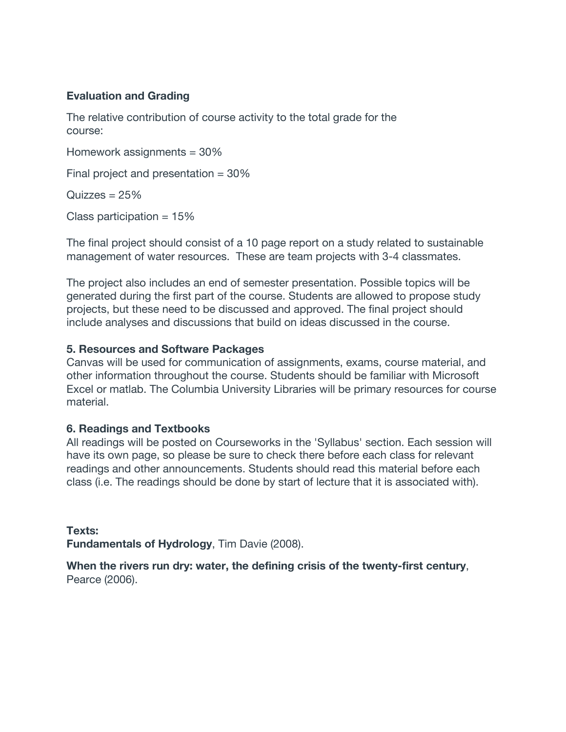**Evaluation and Grading**

The relative contribution of course activity to the total grade for the course:

Homework assignments = 30%

Final project and presentation = 30%

Quizzes = 25%

Class participation = 15%

The final project should consist of a 10 page report on a study related to sustainable management of water resources. These are team projects with 3-4 classmates.

The project also includes an end of semester presentation. Possible topics will be generated during the first part of the course. Students are allowed to propose study projects, but these need to be discussed and approved. The final project should include analyses and discussions that build on ideas discussed in the course.

### 5. Resources and Software Packages

Canvas will be used for communication of assignments, exams, course material, and other information throughout the course. Students should be familiar with Microsoft Excel or matlab. The Columbia University Libraries will be primary resources for course material.

### 6. Readings and Textbooks

All readings will be posted on Courseworks in the 'Syllabus' section. Each session will have its own page, so please be sure to check there before each class for relevant readings and other announcements. Students should read this material before each class (i.e. The readings should be done by start of lecture that it is associated with).

**Texts:**

**Fundamentals of Hydrology**, Tim Davie (2008).

**When the rivers run dry: water, the defining crisis of the twenty-first century**, Pearce (2006).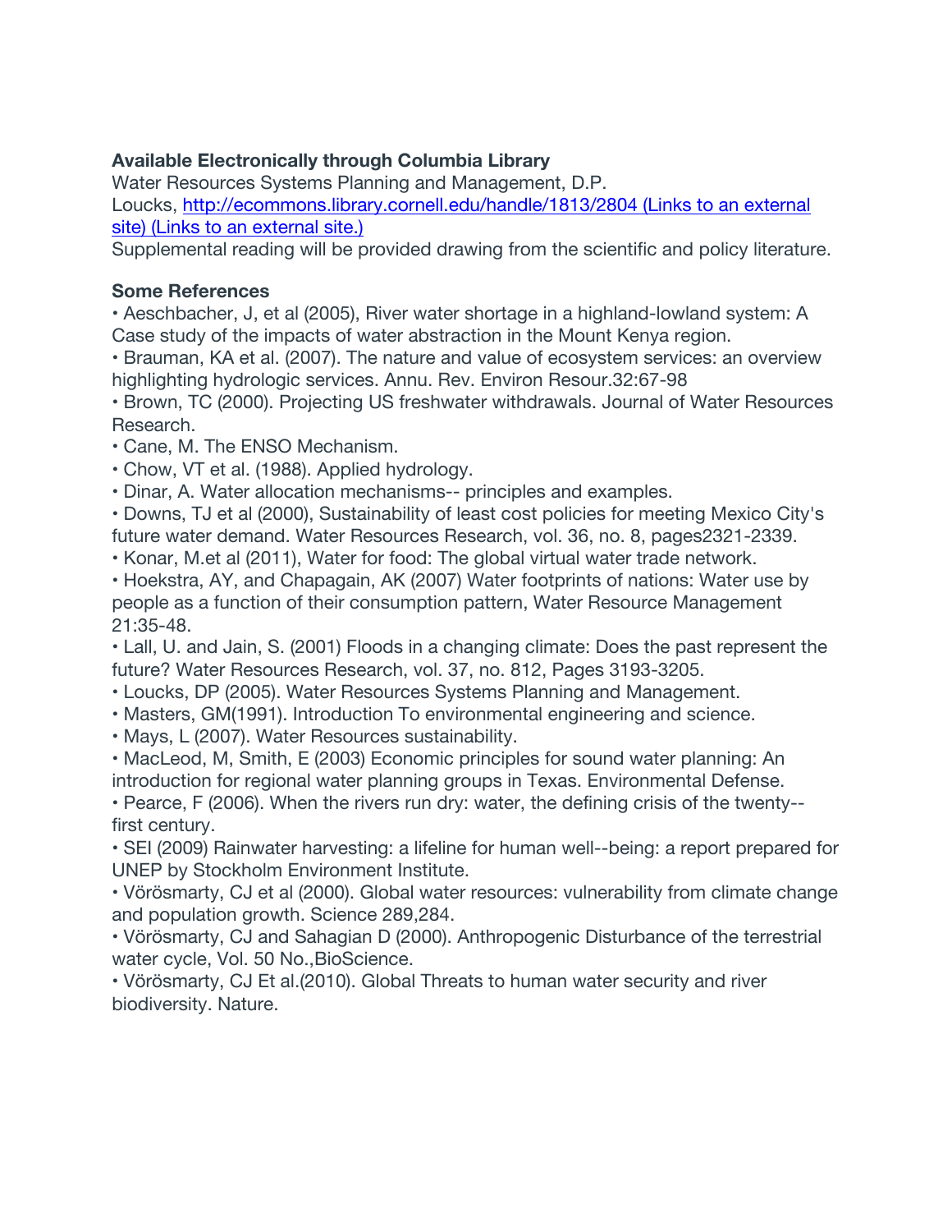**Available Electronically through Columbia Library**

Water Resources Systems Planning and Management, D.P. Loucks, [http://ecommons.library.cornell.edu/handle/1813/2804 (Links to an external site) (Links to an external site.)](http://ecommons.library.cornell.edu/handle/1813/2804)

Supplemental reading will be provided drawing from the scientific and policy literature.

**Some References**

- Aeschbacher, J, et al (2005), River water shortage in a highland-lowland system: A Case study of the impacts of water abstraction in the Mount Kenya region.
- Brauman, KA et al. (2007). The nature and value of ecosystem services: an overview highlighting hydrologic services. Annu. Rev. Environ Resour.32:67-98
- Brown, TC (2000). Projecting US freshwater withdrawals. Journal of Water Resources Research.
- Cane, M. The ENSO Mechanism.
- Chow, VT et al. (1988). Applied hydrology.
- Dinar, A. Water allocation mechanisms-- principles and examples.
- Downs, TJ et al (2000), Sustainability of least cost policies for meeting Mexico City's future water demand. Water Resources Research, vol. 36, no. 8, pages2321-2339.
- Konar, M.et al (2011), Water for food: The global virtual water trade network.
- Hoekstra, AY, and Chapagain, AK (2007) Water footprints of nations: Water use by people as a function of their consumption pattern, Water Resource Management 21:35-48.
- Lall, U. and Jain, S. (2001) Floods in a changing climate: Does the past represent the future? Water Resources Research, vol. 37, no. 812, Pages 3193-3205.
- Loucks, DP (2005). Water Resources Systems Planning and Management.
- Masters, GM(1991). Introduction To environmental engineering and science.
- Mays, L (2007). Water Resources sustainability.
- MacLeod, M, Smith, E (2003) Economic principles for sound water planning: An introduction for regional water planning groups in Texas. Environmental Defense.
- Pearce, F (2006). When the rivers run dry: water, the defining crisis of the twenty-- first century.
- SEI (2009) Rainwater harvesting: a lifeline for human well--being: a report prepared for UNEP by Stockholm Environment Institute.
- Vörösmarty, CJ et al (2000). Global water resources: vulnerability from climate change and population growth. Science 289,284.
- Vörösmarty, CJ and Sahagian D (2000). Anthropogenic Disturbance of the terrestrial water cycle, Vol. 50 No.,BioScience.
- Vörösmarty, CJ Et al.(2010). Global Threats to human water security and river biodiversity. Nature.